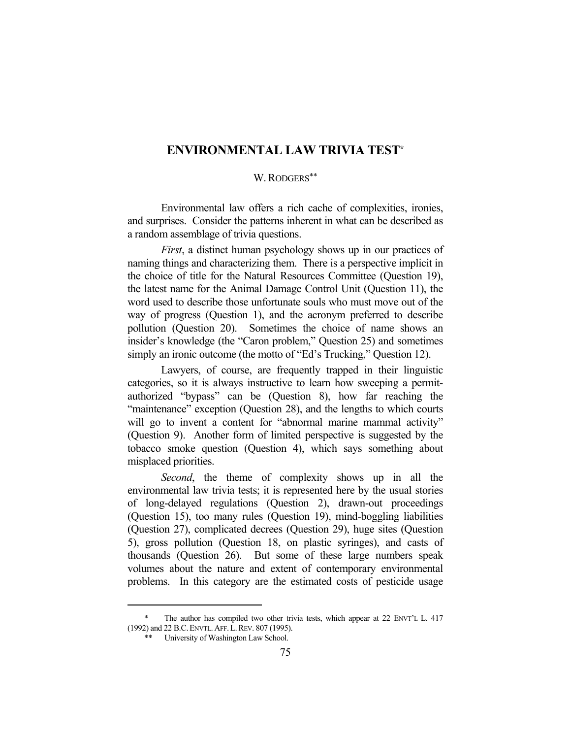# ENVIRONMENTAL LAW TRIVIA TEST*

W. RODGERS**

Environmental law offers a rich cache of complexities, ironies, and surprises. Consider the patterns inherent in what can be described as a random assemblage of trivia questions.

*First*, a distinct human psychology shows up in our practices of naming things and characterizing them. There is a perspective implicit in the choice of title for the Natural Resources Committee (Question 19), the latest name for the Animal Damage Control Unit (Question 11), the word used to describe those unfortunate souls who must move out of the way of progress (Question 1), and the acronym preferred to describe pollution (Question 20). Sometimes the choice of name shows an insider's knowledge (the "Caron problem," Question 25) and sometimes simply an ironic outcome (the motto of "Ed's Trucking," Question 12).

Lawyers, of course, are frequently trapped in their linguistic categories, so it is always instructive to learn how sweeping a permit-authorized "bypass" can be (Question 8), how far reaching the "maintenance" exception (Question 28), and the lengths to which courts will go to invent a content for "abnormal marine mammal activity" (Question 9). Another form of limited perspective is suggested by the tobacco smoke question (Question 4), which says something about misplaced priorities.

*Second*, the theme of complexity shows up in all the environmental law trivia tests; it is represented here by the usual stories of long-delayed regulations (Question 2), drawn-out proceedings (Question 15), too many rules (Question 19), mind-boggling liabilities (Question 27), complicated decrees (Question 29), huge sites (Question 5), gross pollution (Question 18, on plastic syringes), and casts of thousands (Question 26). But some of these large numbers speak volumes about the nature and extent of contemporary environmental problems. In this category are the estimated costs of pesticide usage

---

\* The author has compiled two other trivia tests, which appear at 22 ENVT'L L. 417 (1992) and 22 B.C. ENVTL. AFF. L. REV. 807 (1995).

\*\* University of Washington Law School.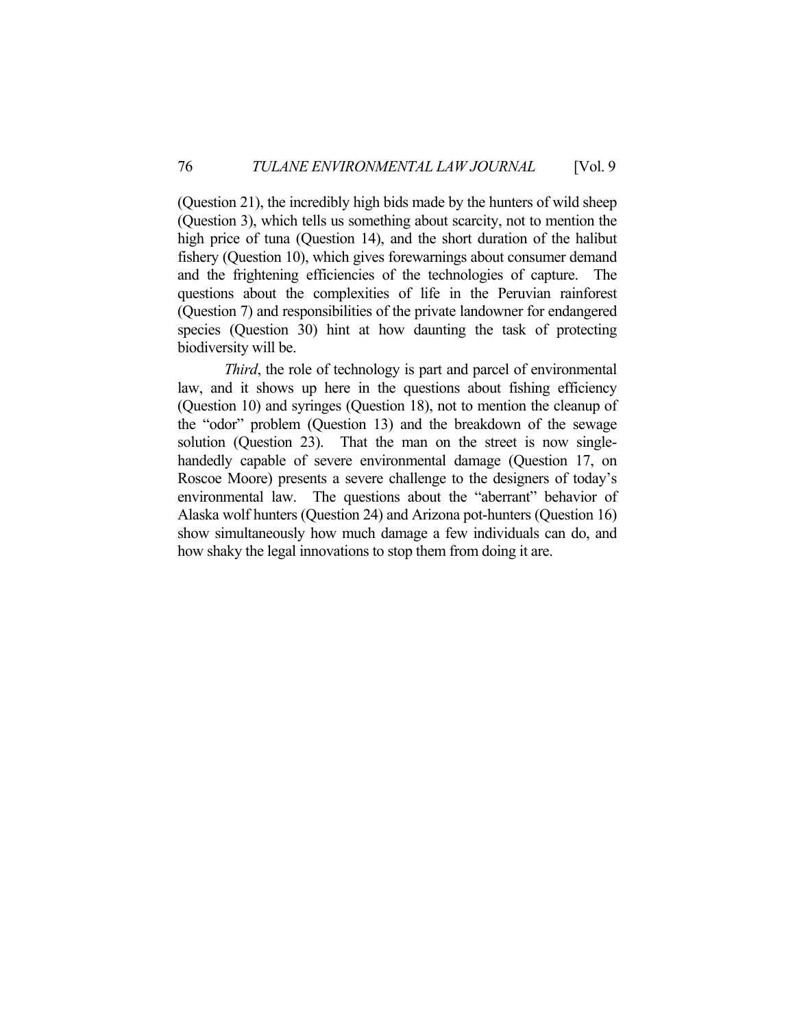(Question 21), the incredibly high bids made by the hunters of wild sheep (Question 3), which tells us something about scarcity, not to mention the high price of tuna (Question 14), and the short duration of the halibut fishery (Question 10), which gives forewarnings about consumer demand and the frightening efficiencies of the technologies of capture. The questions about the complexities of life in the Peruvian rainforest (Question 7) and responsibilities of the private landowner for endangered species (Question 30) hint at how daunting the task of protecting biodiversity will be.

*Third*, the role of technology is part and parcel of environmental law, and it shows up here in the questions about fishing efficiency (Question 10) and syringes (Question 18), not to mention the cleanup of the "odor" problem (Question 13) and the breakdown of the sewage solution (Question 23). That the man on the street is now single-handedly capable of severe environmental damage (Question 17, on Roscoe Moore) presents a severe challenge to the designers of today's environmental law. The questions about the "aberrant" behavior of Alaska wolf hunters (Question 24) and Arizona pot-hunters (Question 16) show simultaneously how much damage a few individuals can do, and how shaky the legal innovations to stop them from doing it are.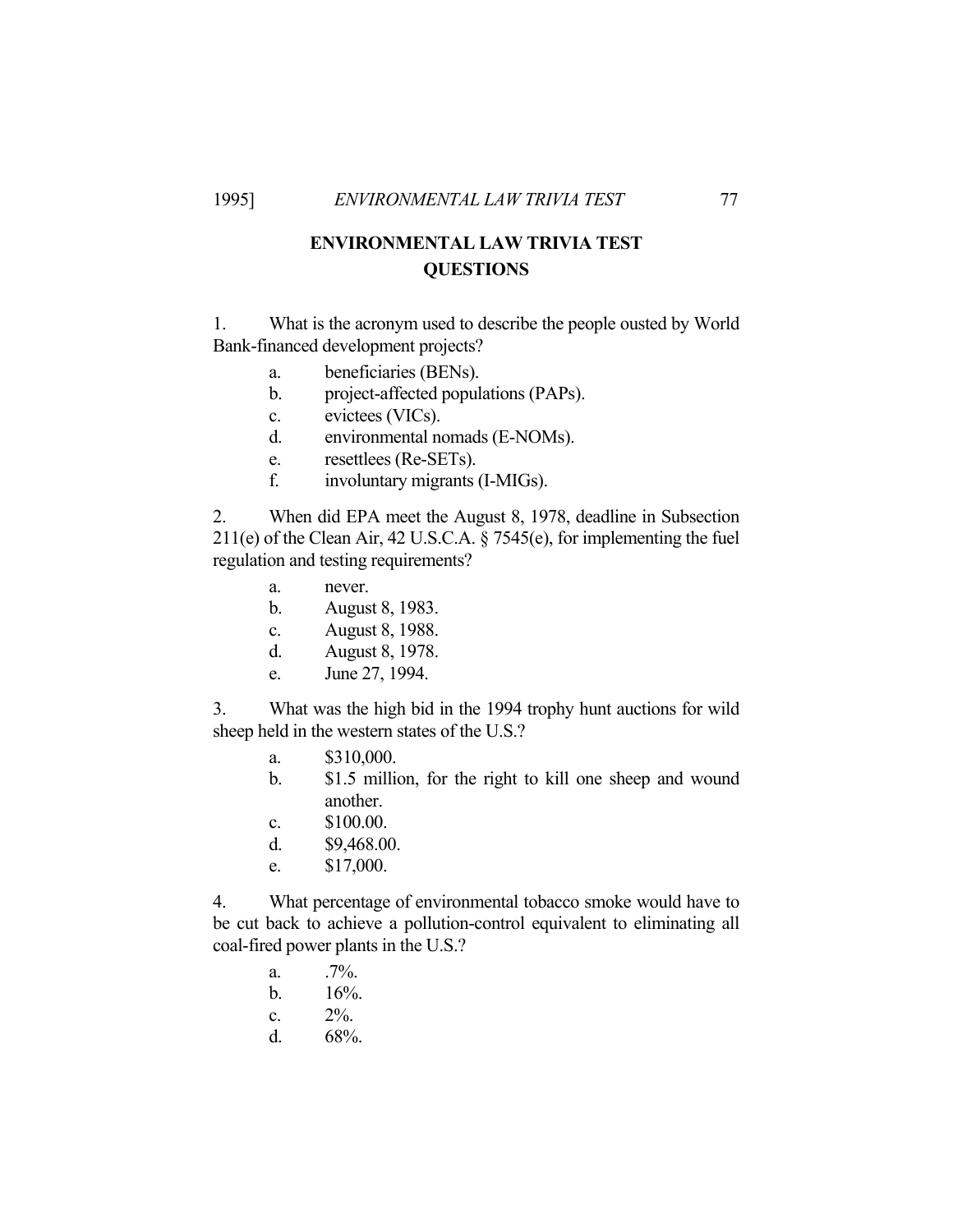## ENVIRONMENTAL LAW TRIVIA TEST QUESTIONS

1. What is the acronym used to describe the people ousted by World Bank-financed development projects?

   a. beneficiaries (BENs).
   b. project-affected populations (PAPs).
   c. evictees (VICs).
   d. environmental nomads (E-NOMs).
   e. resettlees (Re-SETs).
   f. involuntary migrants (I-MIGs).

2. When did EPA meet the August 8, 1978, deadline in Subsection 211(e) of the Clean Air, 42 U.S.C.A. § 7545(e), for implementing the fuel regulation and testing requirements?

   a. never.
   b. August 8, 1983.
   c. August 8, 1988.
   d. August 8, 1978.
   e. June 27, 1994.

3. What was the high bid in the 1994 trophy hunt auctions for wild sheep held in the western states of the U.S.?

   a. $310,000.
   b. $1.5 million, for the right to kill one sheep and wound another.
   c. $100.00.
   d. $9,468.00.
   e. $17,000.

4. What percentage of environmental tobacco smoke would have to be cut back to achieve a pollution-control equivalent to eliminating all coal-fired power plants in the U.S.?

   a. .7%.
   b. 16%.
   c. 2%.
   d. 68%.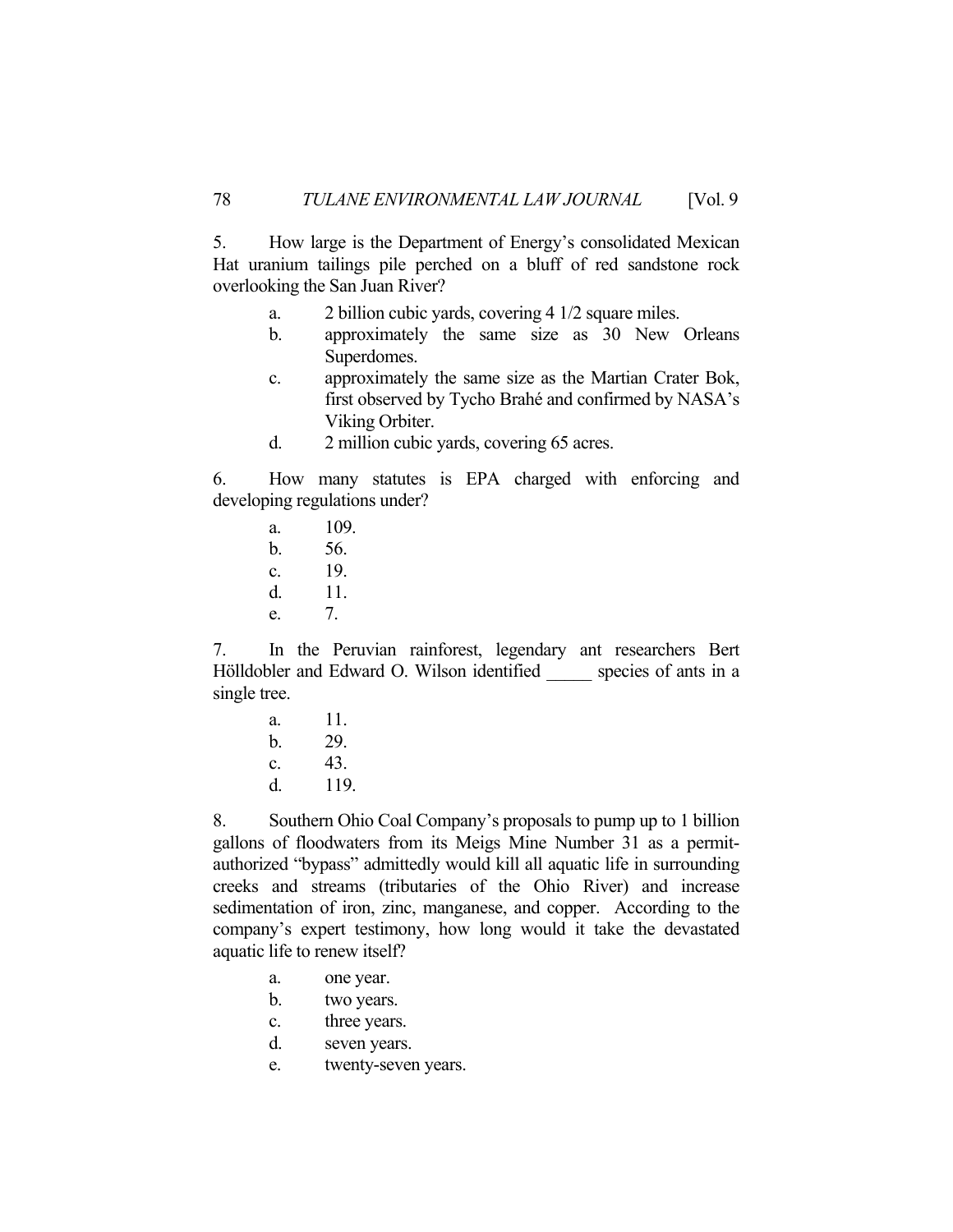5. How large is the Department of Energy's consolidated Mexican Hat uranium tailings pile perched on a bluff of red sandstone rock overlooking the San Juan River?

a. 2 billion cubic yards, covering 4 1/2 square miles.
b. approximately the same size as 30 New Orleans Superdomes.
c. approximately the same size as the Martian Crater Bok, first observed by Tycho Brahé and confirmed by NASA's Viking Orbiter.
d. 2 million cubic yards, covering 65 acres.

6. How many statutes is EPA charged with enforcing and developing regulations under?

a. 109.
b. 56.
c. 19.
d. 11.
e. 7.

7. In the Peruvian rainforest, legendary ant researchers Bert Hölldobler and Edward O. Wilson identified _____ species of ants in a single tree.

a. 11.
b. 29.
c. 43.
d. 119.

8. Southern Ohio Coal Company's proposals to pump up to 1 billion gallons of floodwaters from its Meigs Mine Number 31 as a permit-authorized "bypass" admittedly would kill all aquatic life in surrounding creeks and streams (tributaries of the Ohio River) and increase sedimentation of iron, zinc, manganese, and copper. According to the company's expert testimony, how long would it take the devastated aquatic life to renew itself?

a. one year.
b. two years.
c. three years.
d. seven years.
e. twenty-seven years.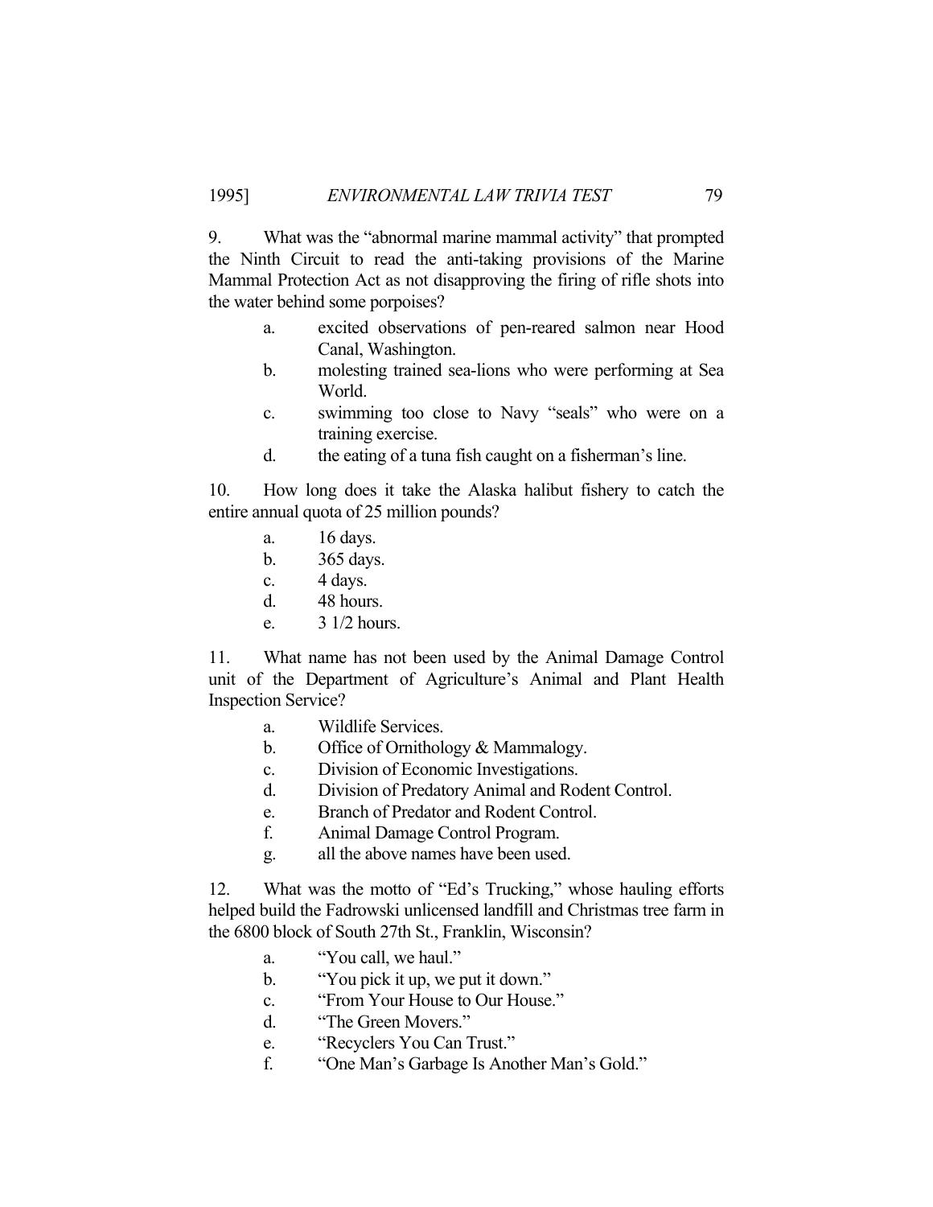9. What was the "abnormal marine mammal activity" that prompted the Ninth Circuit to read the anti-taking provisions of the Marine Mammal Protection Act as not disapproving the firing of rifle shots into the water behind some porpoises?

a. excited observations of pen-reared salmon near Hood Canal, Washington.
b. molesting trained sea-lions who were performing at Sea World.
c. swimming too close to Navy "seals" who were on a training exercise.
d. the eating of a tuna fish caught on a fisherman's line.

10. How long does it take the Alaska halibut fishery to catch the entire annual quota of 25 million pounds?

a. 16 days.
b. 365 days.
c. 4 days.
d. 48 hours.
e. 3 1/2 hours.

11. What name has not been used by the Animal Damage Control unit of the Department of Agriculture's Animal and Plant Health Inspection Service?

a. Wildlife Services.
b. Office of Ornithology & Mammalogy.
c. Division of Economic Investigations.
d. Division of Predatory Animal and Rodent Control.
e. Branch of Predator and Rodent Control.
f. Animal Damage Control Program.
g. all the above names have been used.

12. What was the motto of "Ed's Trucking," whose hauling efforts helped build the Fadrowski unlicensed landfill and Christmas tree farm in the 6800 block of South 27th St., Franklin, Wisconsin?

a. "You call, we haul."
b. "You pick it up, we put it down."
c. "From Your House to Our House."
d. "The Green Movers."
e. "Recyclers You Can Trust."
f. "One Man's Garbage Is Another Man's Gold."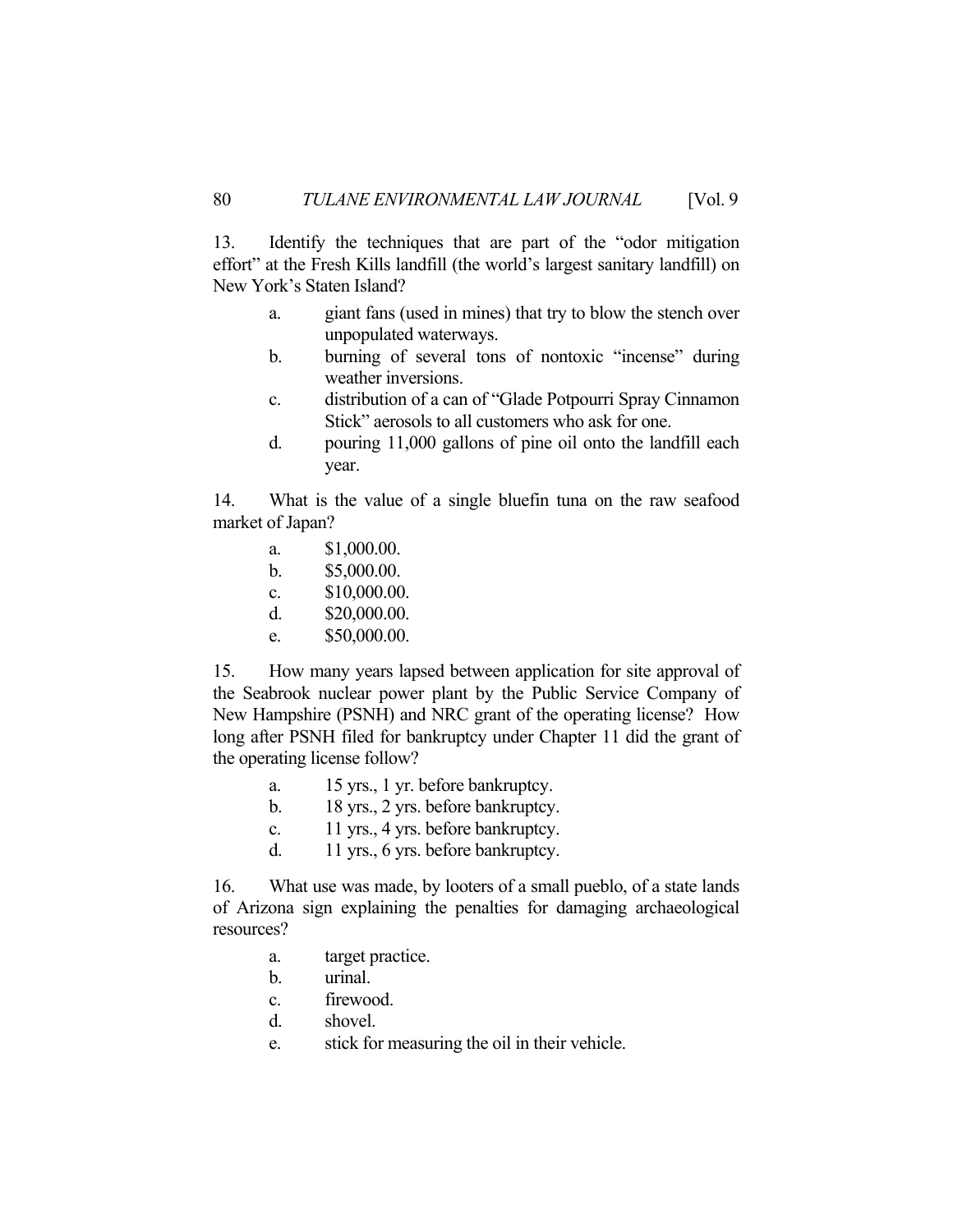13. Identify the techniques that are part of the "odor mitigation effort" at the Fresh Kills landfill (the world's largest sanitary landfill) on New York's Staten Island?

   a. giant fans (used in mines) that try to blow the stench over unpopulated waterways.
   b. burning of several tons of nontoxic "incense" during weather inversions.
   c. distribution of a can of "Glade Potpourri Spray Cinnamon Stick" aerosols to all customers who ask for one.
   d. pouring 11,000 gallons of pine oil onto the landfill each year.

14. What is the value of a single bluefin tuna on the raw seafood market of Japan?

   a. $1,000.00.
   b. $5,000.00.
   c. $10,000.00.
   d. $20,000.00.
   e. $50,000.00.

15. How many years lapsed between application for site approval of the Seabrook nuclear power plant by the Public Service Company of New Hampshire (PSNH) and NRC grant of the operating license? How long after PSNH filed for bankruptcy under Chapter 11 did the grant of the operating license follow?

   a. 15 yrs., 1 yr. before bankruptcy.
   b. 18 yrs., 2 yrs. before bankruptcy.
   c. 11 yrs., 4 yrs. before bankruptcy.
   d. 11 yrs., 6 yrs. before bankruptcy.

16. What use was made, by looters of a small pueblo, of a state lands of Arizona sign explaining the penalties for damaging archaeological resources?

   a. target practice.
   b. urinal.
   c. firewood.
   d. shovel.
   e. stick for measuring the oil in their vehicle.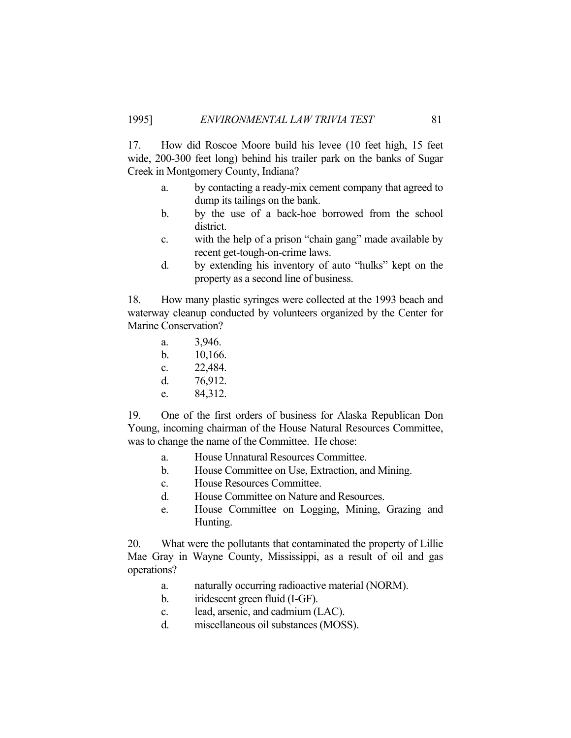17. How did Roscoe Moore build his levee (10 feet high, 15 feet wide, 200-300 feet long) behind his trailer park on the banks of Sugar Creek in Montgomery County, Indiana?

a. by contacting a ready-mix cement company that agreed to dump its tailings on the bank.
b. by the use of a back-hoe borrowed from the school district.
c. with the help of a prison "chain gang" made available by recent get-tough-on-crime laws.
d. by extending his inventory of auto "hulks" kept on the property as a second line of business.

18. How many plastic syringes were collected at the 1993 beach and waterway cleanup conducted by volunteers organized by the Center for Marine Conservation?

a. 3,946.
b. 10,166.
c. 22,484.
d. 76,912.
e. 84,312.

19. One of the first orders of business for Alaska Republican Don Young, incoming chairman of the House Natural Resources Committee, was to change the name of the Committee. He chose:

a. House Unnatural Resources Committee.
b. House Committee on Use, Extraction, and Mining.
c. House Resources Committee.
d. House Committee on Nature and Resources.
e. House Committee on Logging, Mining, Grazing and Hunting.

20. What were the pollutants that contaminated the property of Lillie Mae Gray in Wayne County, Mississippi, as a result of oil and gas operations?

a. naturally occurring radioactive material (NORM).
b. iridescent green fluid (I-GF).
c. lead, arsenic, and cadmium (LAC).
d. miscellaneous oil substances (MOSS).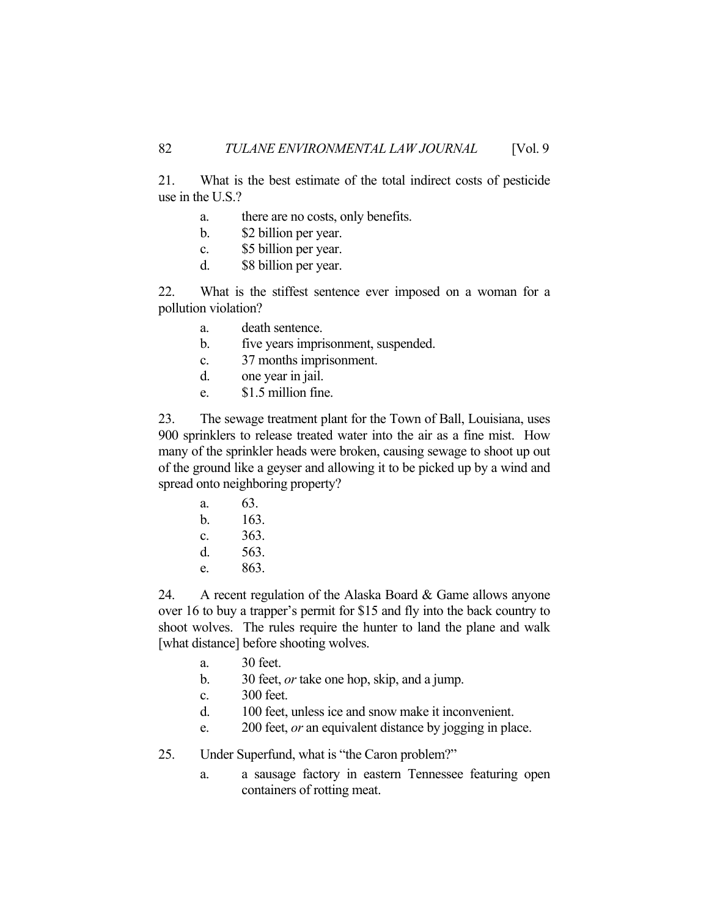21. What is the best estimate of the total indirect costs of pesticide use in the U.S.?

    a. there are no costs, only benefits.
    b. $2 billion per year.
    c. $5 billion per year.
    d. $8 billion per year.

22. What is the stiffest sentence ever imposed on a woman for a pollution violation?

    a. death sentence.
    b. five years imprisonment, suspended.
    c. 37 months imprisonment.
    d. one year in jail.
    e. $1.5 million fine.

23. The sewage treatment plant for the Town of Ball, Louisiana, uses 900 sprinklers to release treated water into the air as a fine mist. How many of the sprinkler heads were broken, causing sewage to shoot up out of the ground like a geyser and allowing it to be picked up by a wind and spread onto neighboring property?

    a. 63.
    b. 163.
    c. 363.
    d. 563.
    e. 863.

24. A recent regulation of the Alaska Board & Game allows anyone over 16 to buy a trapper's permit for $15 and fly into the back country to shoot wolves. The rules require the hunter to land the plane and walk [what distance] before shooting wolves.

    a. 30 feet.
    b. 30 feet, *or* take one hop, skip, and a jump.
    c. 300 feet.
    d. 100 feet, unless ice and snow make it inconvenient.
    e. 200 feet, *or* an equivalent distance by jogging in place.

25. Under Superfund, what is "the Caron problem?"

    a. a sausage factory in eastern Tennessee featuring open containers of rotting meat.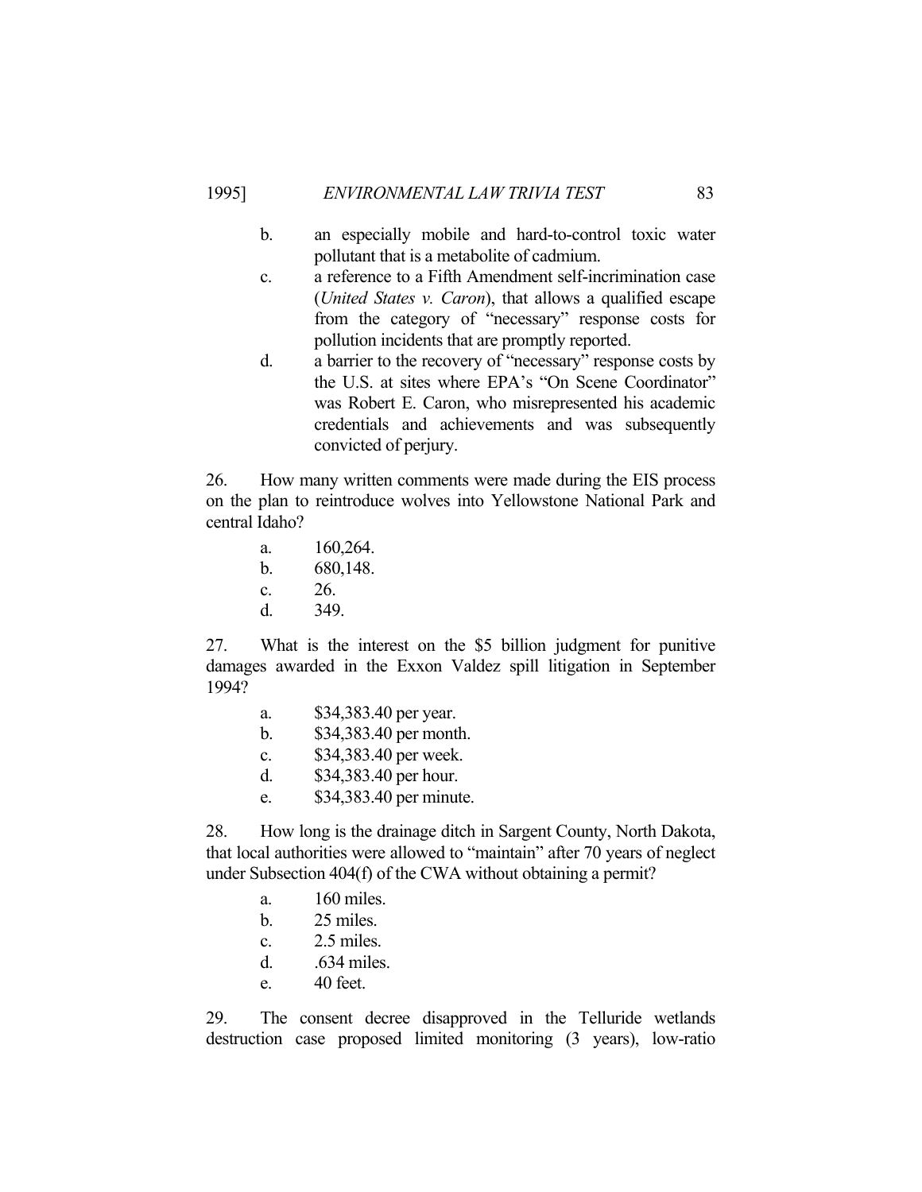b. an especially mobile and hard-to-control toxic water pollutant that is a metabolite of cadmium.

c. a reference to a Fifth Amendment self-incrimination case (*United States v. Caron*), that allows a qualified escape from the category of "necessary" response costs for pollution incidents that are promptly reported.

d. a barrier to the recovery of "necessary" response costs by the U.S. at sites where EPA's "On Scene Coordinator" was Robert E. Caron, who misrepresented his academic credentials and achievements and was subsequently convicted of perjury.

26. How many written comments were made during the EIS process on the plan to reintroduce wolves into Yellowstone National Park and central Idaho?

a. 160,264.
b. 680,148.
c. 26.
d. 349.

27. What is the interest on the $5 billion judgment for punitive damages awarded in the Exxon Valdez spill litigation in September 1994?

a. $34,383.40 per year.
b. $34,383.40 per month.
c. $34,383.40 per week.
d. $34,383.40 per hour.
e. $34,383.40 per minute.

28. How long is the drainage ditch in Sargent County, North Dakota, that local authorities were allowed to "maintain" after 70 years of neglect under Subsection 404(f) of the CWA without obtaining a permit?

a. 160 miles.
b. 25 miles.
c. 2.5 miles.
d. .634 miles.
e. 40 feet.

29. The consent decree disapproved in the Telluride wetlands destruction case proposed limited monitoring (3 years), low-ratio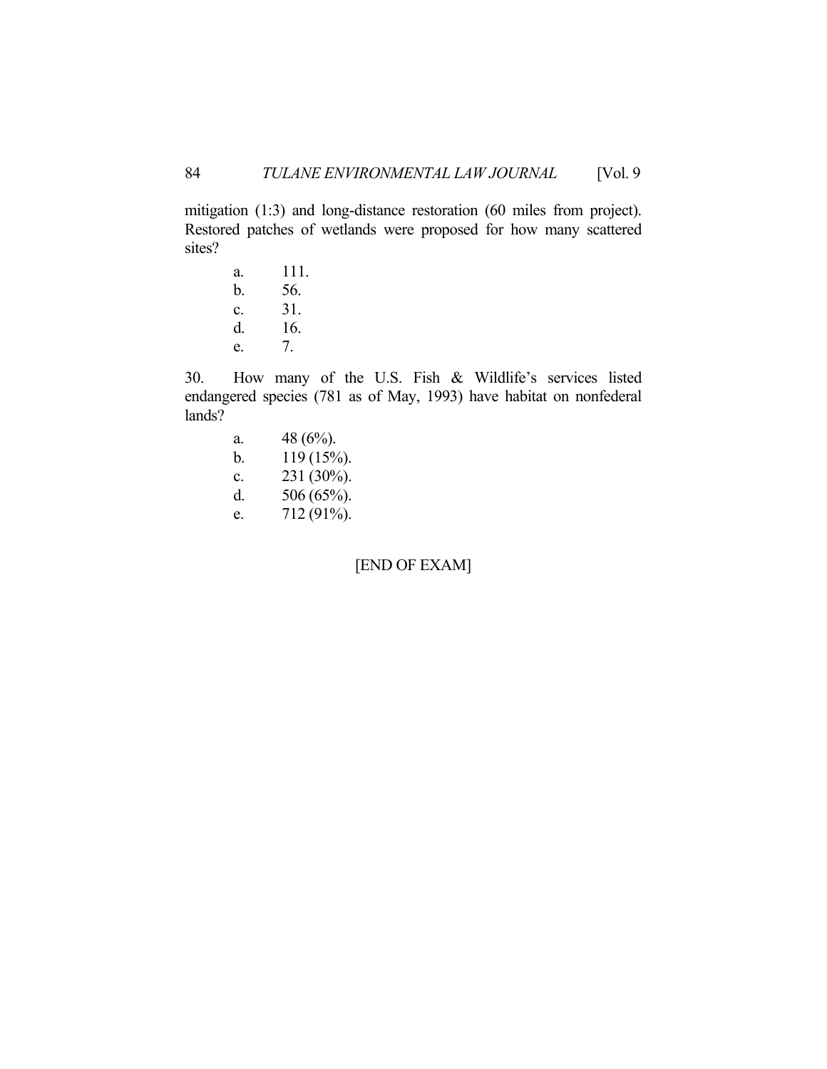mitigation (1:3) and long-distance restoration (60 miles from project). Restored patches of wetlands were proposed for how many scattered sites?

a. 111.
b. 56.
c. 31.
d. 16.
e. 7.

30. How many of the U.S. Fish & Wildlife's services listed endangered species (781 as of May, 1993) have habitat on nonfederal lands?

a. 48 (6%).
b. 119 (15%).
c. 231 (30%).
d. 506 (65%).
e. 712 (91%).

[END OF EXAM]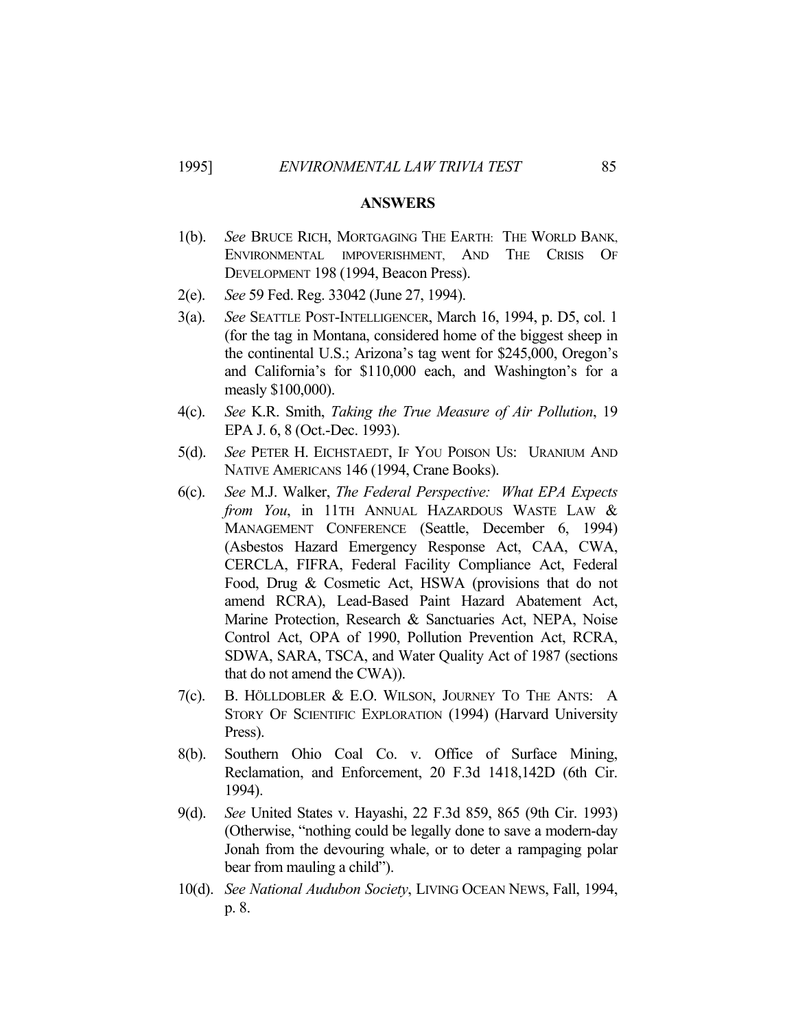## ANSWERS

1(b). *See* BRUCE RICH, MORTGAGING THE EARTH: THE WORLD BANK, ENVIRONMENTAL IMPOVERISHMENT, AND THE CRISIS OF DEVELOPMENT 198 (1994, Beacon Press).

2(e). *See* 59 Fed. Reg. 33042 (June 27, 1994).

3(a). *See* SEATTLE POST-INTELLIGENCER, March 16, 1994, p. D5, col. 1 (for the tag in Montana, considered home of the biggest sheep in the continental U.S.; Arizona's tag went for $245,000, Oregon's and California's for $110,000 each, and Washington's for a measly $100,000).

4(c). *See* K.R. Smith, *Taking the True Measure of Air Pollution*, 19 EPA J. 6, 8 (Oct.-Dec. 1993).

5(d). *See* PETER H. EICHSTAEDT, IF YOU POISON US: URANIUM AND NATIVE AMERICANS 146 (1994, Crane Books).

6(c). *See* M.J. Walker, *The Federal Perspective: What EPA Expects from You*, in 11TH ANNUAL HAZARDOUS WASTE LAW & MANAGEMENT CONFERENCE (Seattle, December 6, 1994) (Asbestos Hazard Emergency Response Act, CAA, CWA, CERCLA, FIFRA, Federal Facility Compliance Act, Federal Food, Drug & Cosmetic Act, HSWA (provisions that do not amend RCRA), Lead-Based Paint Hazard Abatement Act, Marine Protection, Research & Sanctuaries Act, NEPA, Noise Control Act, OPA of 1990, Pollution Prevention Act, RCRA, SDWA, SARA, TSCA, and Water Quality Act of 1987 (sections that do not amend the CWA)).

7(c). B. HÖLLDOBLER & E.O. WILSON, JOURNEY TO THE ANTS: A STORY OF SCIENTIFIC EXPLORATION (1994) (Harvard University Press).

8(b). Southern Ohio Coal Co. v. Office of Surface Mining, Reclamation, and Enforcement, 20 F.3d 1418,142D (6th Cir. 1994).

9(d). *See* United States v. Hayashi, 22 F.3d 859, 865 (9th Cir. 1993) (Otherwise, "nothing could be legally done to save a modern-day Jonah from the devouring whale, or to deter a rampaging polar bear from mauling a child").

10(d). *See National Audubon Society*, LIVING OCEAN NEWS, Fall, 1994, p. 8.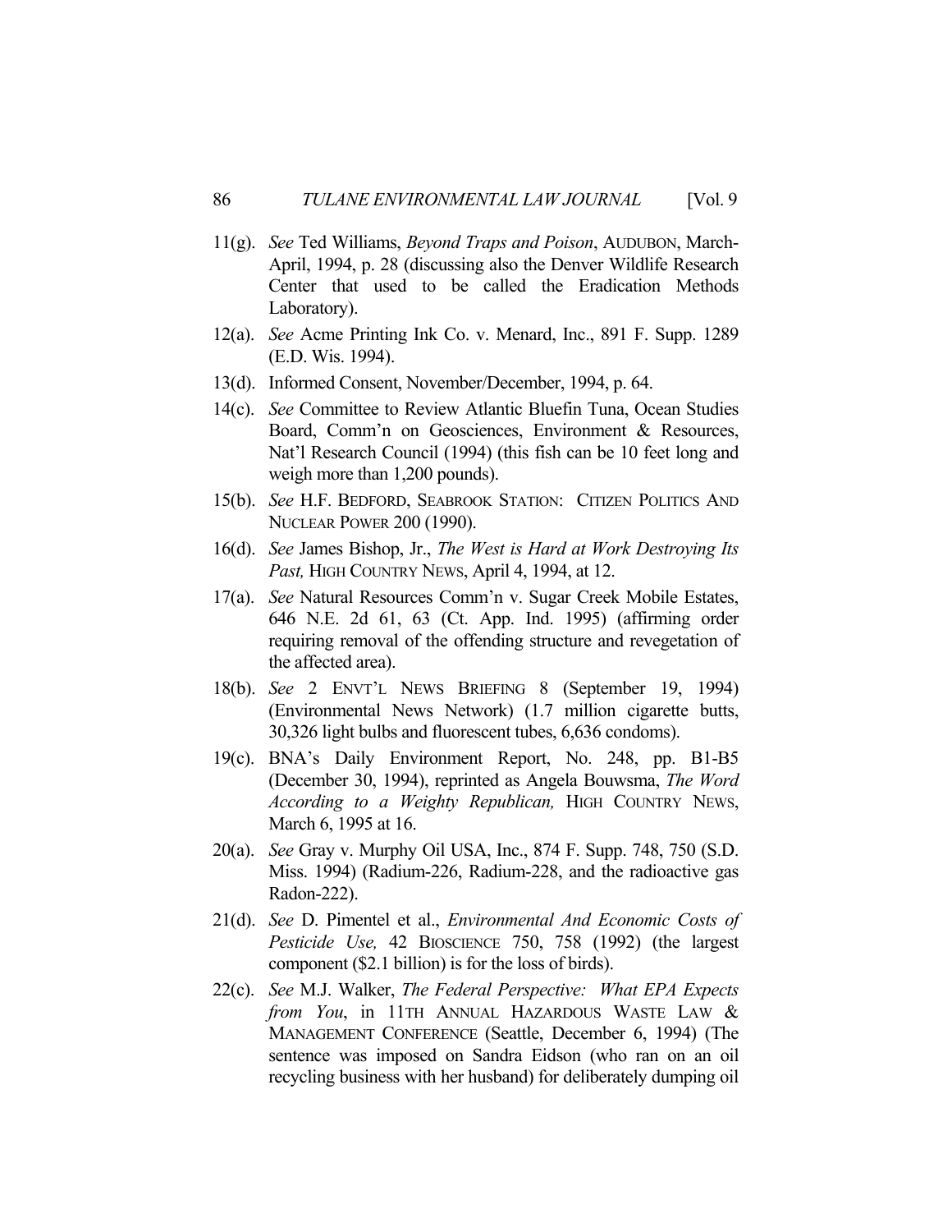11(g). *See* Ted Williams, *Beyond Traps and Poison*, AUDUBON, March-April, 1994, p. 28 (discussing also the Denver Wildlife Research Center that used to be called the Eradication Methods Laboratory).

12(a). *See* Acme Printing Ink Co. v. Menard, Inc., 891 F. Supp. 1289 (E.D. Wis. 1994).

13(d). Informed Consent, November/December, 1994, p. 64.

14(c). *See* Committee to Review Atlantic Bluefin Tuna, Ocean Studies Board, Comm'n on Geosciences, Environment & Resources, Nat'l Research Council (1994) (this fish can be 10 feet long and weigh more than 1,200 pounds).

15(b). *See* H.F. BEDFORD, SEABROOK STATION: CITIZEN POLITICS AND NUCLEAR POWER 200 (1990).

16(d). *See* James Bishop, Jr., *The West is Hard at Work Destroying Its Past,* HIGH COUNTRY NEWS, April 4, 1994, at 12.

17(a). *See* Natural Resources Comm'n v. Sugar Creek Mobile Estates, 646 N.E. 2d 61, 63 (Ct. App. Ind. 1995) (affirming order requiring removal of the offending structure and revegetation of the affected area).

18(b). *See* 2 ENVT'L NEWS BRIEFING 8 (September 19, 1994) (Environmental News Network) (1.7 million cigarette butts, 30,326 light bulbs and fluorescent tubes, 6,636 condoms).

19(c). BNA's Daily Environment Report, No. 248, pp. B1-B5 (December 30, 1994), reprinted as Angela Bouwsma, *The Word According to a Weighty Republican,* HIGH COUNTRY NEWS, March 6, 1995 at 16.

20(a). *See* Gray v. Murphy Oil USA, Inc., 874 F. Supp. 748, 750 (S.D. Miss. 1994) (Radium-226, Radium-228, and the radioactive gas Radon-222).

21(d). *See* D. Pimentel et al., *Environmental And Economic Costs of Pesticide Use,* 42 BIOSCIENCE 750, 758 (1992) (the largest component ($2.1 billion) is for the loss of birds).

22(c). *See* M.J. Walker, *The Federal Perspective: What EPA Expects from You*, in 11TH ANNUAL HAZARDOUS WASTE LAW & MANAGEMENT CONFERENCE (Seattle, December 6, 1994) (The sentence was imposed on Sandra Eidson (who ran on an oil recycling business with her husband) for deliberately dumping oil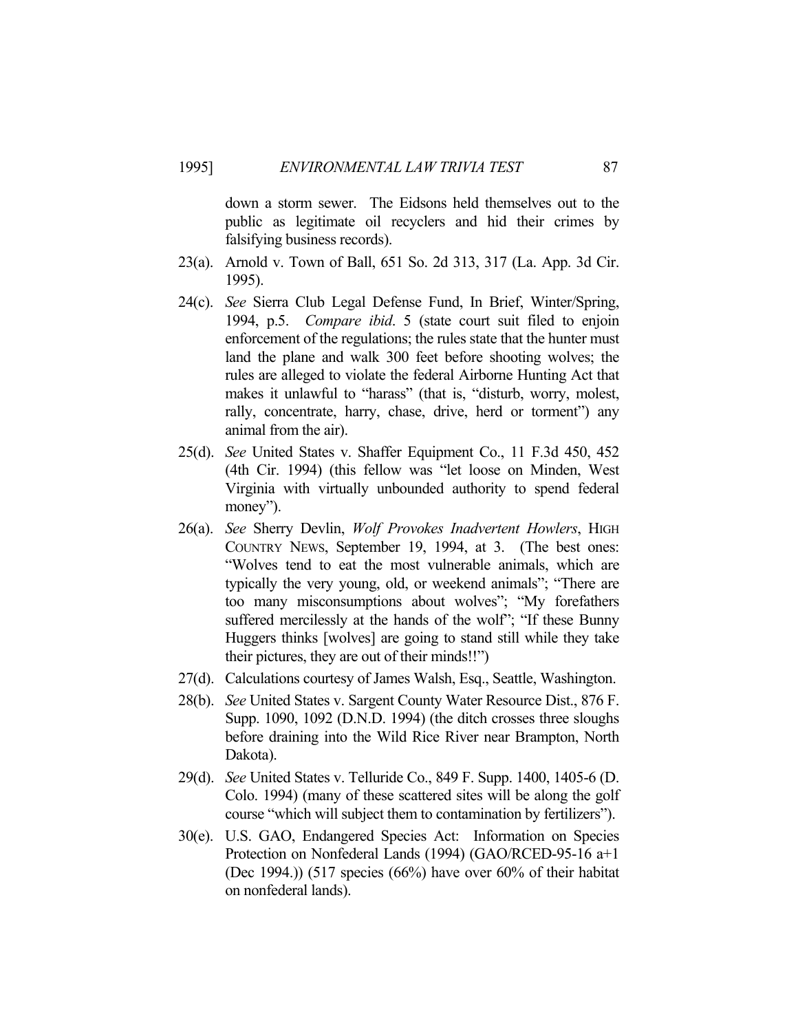down a storm sewer. The Eidsons held themselves out to the public as legitimate oil recyclers and hid their crimes by falsifying business records).

23(a). Arnold v. Town of Ball, 651 So. 2d 313, 317 (La. App. 3d Cir. 1995).

24(c). *See* Sierra Club Legal Defense Fund, In Brief, Winter/Spring, 1994, p.5. *Compare ibid*. 5 (state court suit filed to enjoin enforcement of the regulations; the rules state that the hunter must land the plane and walk 300 feet before shooting wolves; the rules are alleged to violate the federal Airborne Hunting Act that makes it unlawful to "harass" (that is, "disturb, worry, molest, rally, concentrate, harry, chase, drive, herd or torment") any animal from the air).

25(d). *See* United States v. Shaffer Equipment Co., 11 F.3d 450, 452 (4th Cir. 1994) (this fellow was "let loose on Minden, West Virginia with virtually unbounded authority to spend federal money").

26(a). *See* Sherry Devlin, *Wolf Provokes Inadvertent Howlers*, HIGH COUNTRY NEWS, September 19, 1994, at 3. (The best ones: "Wolves tend to eat the most vulnerable animals, which are typically the very young, old, or weekend animals"; "There are too many misconsumptions about wolves"; "My forefathers suffered mercilessly at the hands of the wolf"; "If these Bunny Huggers thinks [wolves] are going to stand still while they take their pictures, they are out of their minds!!")

27(d). Calculations courtesy of James Walsh, Esq., Seattle, Washington.

28(b). *See* United States v. Sargent County Water Resource Dist., 876 F. Supp. 1090, 1092 (D.N.D. 1994) (the ditch crosses three sloughs before draining into the Wild Rice River near Brampton, North Dakota).

29(d). *See* United States v. Telluride Co., 849 F. Supp. 1400, 1405-6 (D. Colo. 1994) (many of these scattered sites will be along the golf course "which will subject them to contamination by fertilizers").

30(e). U.S. GAO, Endangered Species Act: Information on Species Protection on Nonfederal Lands (1994) (GAO/RCED-95-16 a+1 (Dec 1994.)) (517 species (66%) have over 60% of their habitat on nonfederal lands).